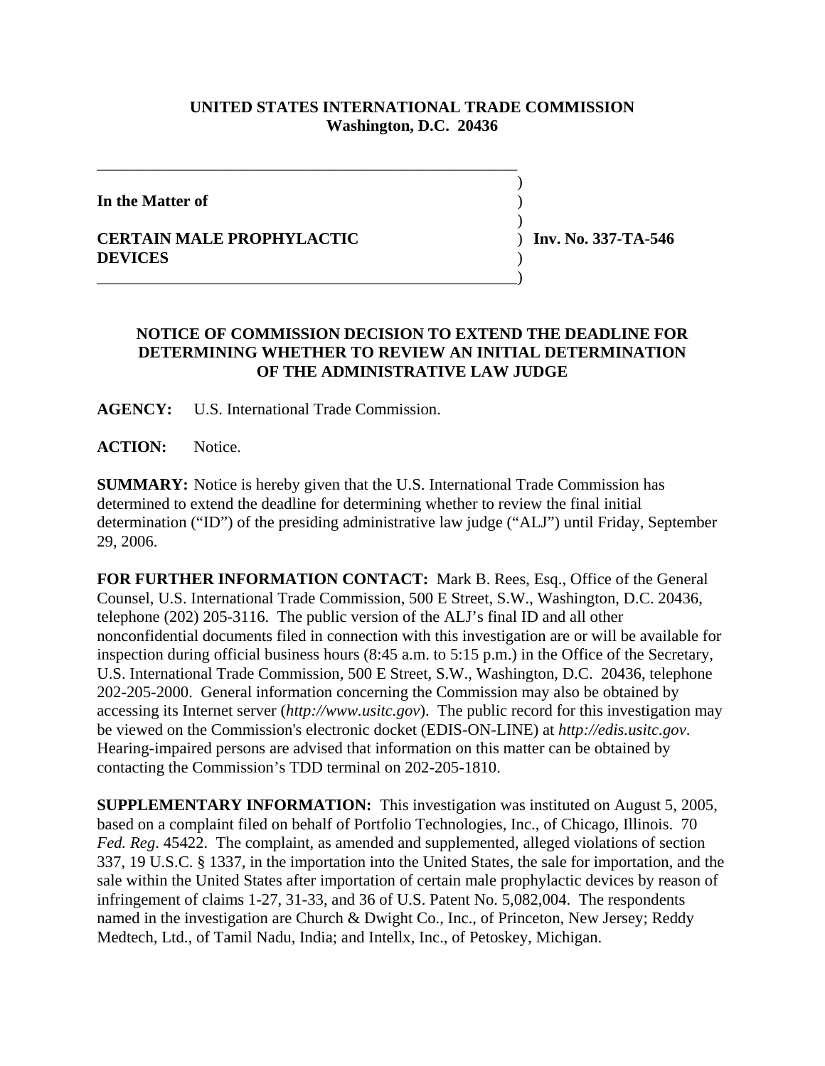**UNITED STATES INTERNATIONAL TRADE COMMISSION**
**Washington, D.C. 20436**

**In the Matter of**

**CERTAIN MALE PROPHYLACTIC DEVICES**

**Inv. No. 337-TA-546**

**NOTICE OF COMMISSION DECISION TO EXTEND THE DEADLINE FOR DETERMINING WHETHER TO REVIEW AN INITIAL DETERMINATION OF THE ADMINISTRATIVE LAW JUDGE**

**AGENCY:** U.S. International Trade Commission.

**ACTION:** Notice.

**SUMMARY:** Notice is hereby given that the U.S. International Trade Commission has determined to extend the deadline for determining whether to review the final initial determination ("ID") of the presiding administrative law judge ("ALJ") until Friday, September 29, 2006.

**FOR FURTHER INFORMATION CONTACT:** Mark B. Rees, Esq., Office of the General Counsel, U.S. International Trade Commission, 500 E Street, S.W., Washington, D.C. 20436, telephone (202) 205-3116. The public version of the ALJ's final ID and all other nonconfidential documents filed in connection with this investigation are or will be available for inspection during official business hours (8:45 a.m. to 5:15 p.m.) in the Office of the Secretary, U.S. International Trade Commission, 500 E Street, S.W., Washington, D.C. 20436, telephone 202-205-2000. General information concerning the Commission may also be obtained by accessing its Internet server (*http://www.usitc.gov*). The public record for this investigation may be viewed on the Commission's electronic docket (EDIS-ON-LINE) at *http://edis.usitc.gov*. Hearing-impaired persons are advised that information on this matter can be obtained by contacting the Commission's TDD terminal on 202-205-1810.

**SUPPLEMENTARY INFORMATION:** This investigation was instituted on August 5, 2005, based on a complaint filed on behalf of Portfolio Technologies, Inc., of Chicago, Illinois. 70 *Fed. Reg*. 45422. The complaint, as amended and supplemented, alleged violations of section 337, 19 U.S.C. § 1337, in the importation into the United States, the sale for importation, and the sale within the United States after importation of certain male prophylactic devices by reason of infringement of claims 1-27, 31-33, and 36 of U.S. Patent No. 5,082,004. The respondents named in the investigation are Church & Dwight Co., Inc., of Princeton, New Jersey; Reddy Medtech, Ltd., of Tamil Nadu, India; and Intellx, Inc., of Petoskey, Michigan.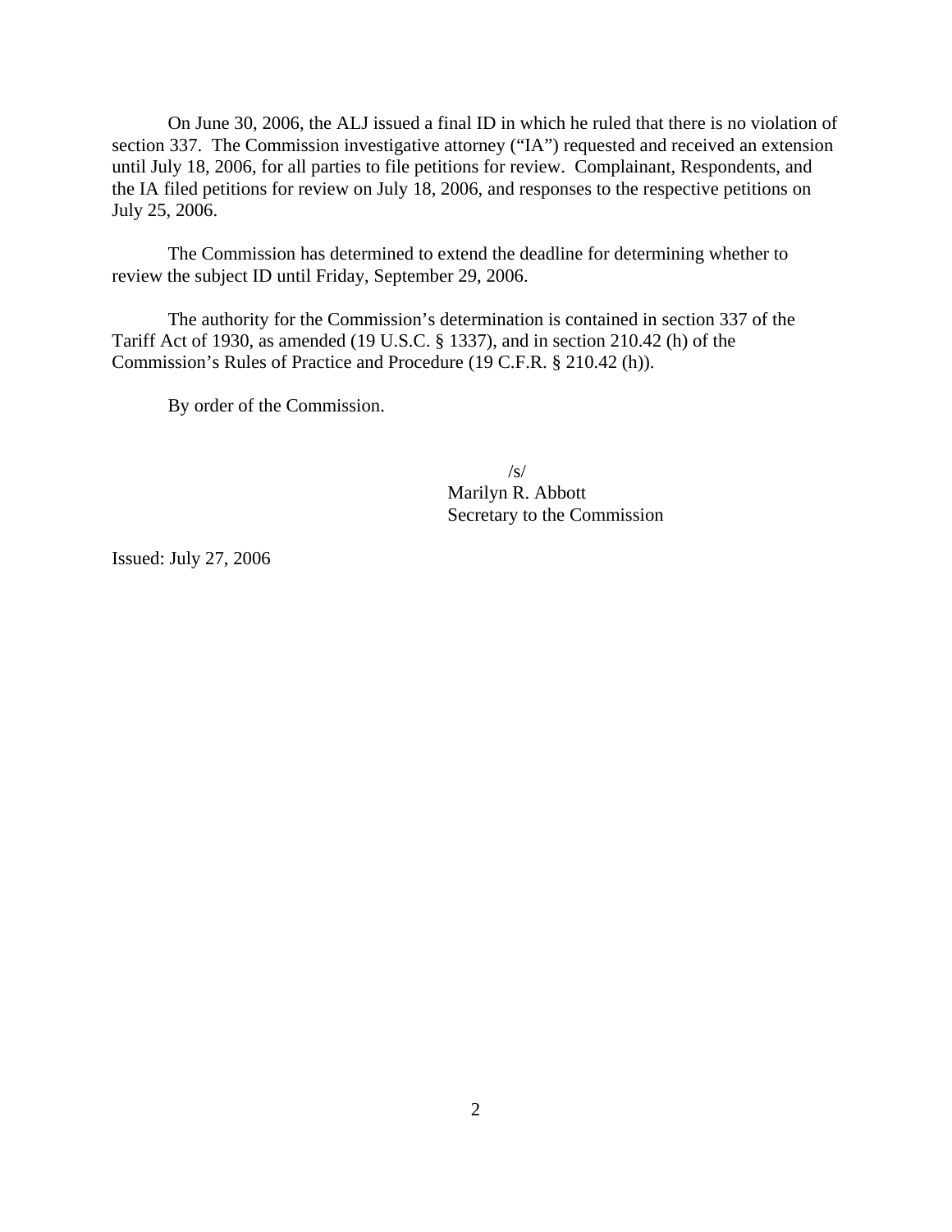On June 30, 2006, the ALJ issued a final ID in which he ruled that there is no violation of section 337. The Commission investigative attorney ("IA") requested and received an extension until July 18, 2006, for all parties to file petitions for review. Complainant, Respondents, and the IA filed petitions for review on July 18, 2006, and responses to the respective petitions on July 25, 2006.

The Commission has determined to extend the deadline for determining whether to review the subject ID until Friday, September 29, 2006.

The authority for the Commission's determination is contained in section 337 of the Tariff Act of 1930, as amended (19 U.S.C. § 1337), and in section 210.42 (h) of the Commission's Rules of Practice and Procedure (19 C.F.R. § 210.42 (h)).

By order of the Commission.

/s/
Marilyn R. Abbott
Secretary to the Commission

Issued: July 27, 2006